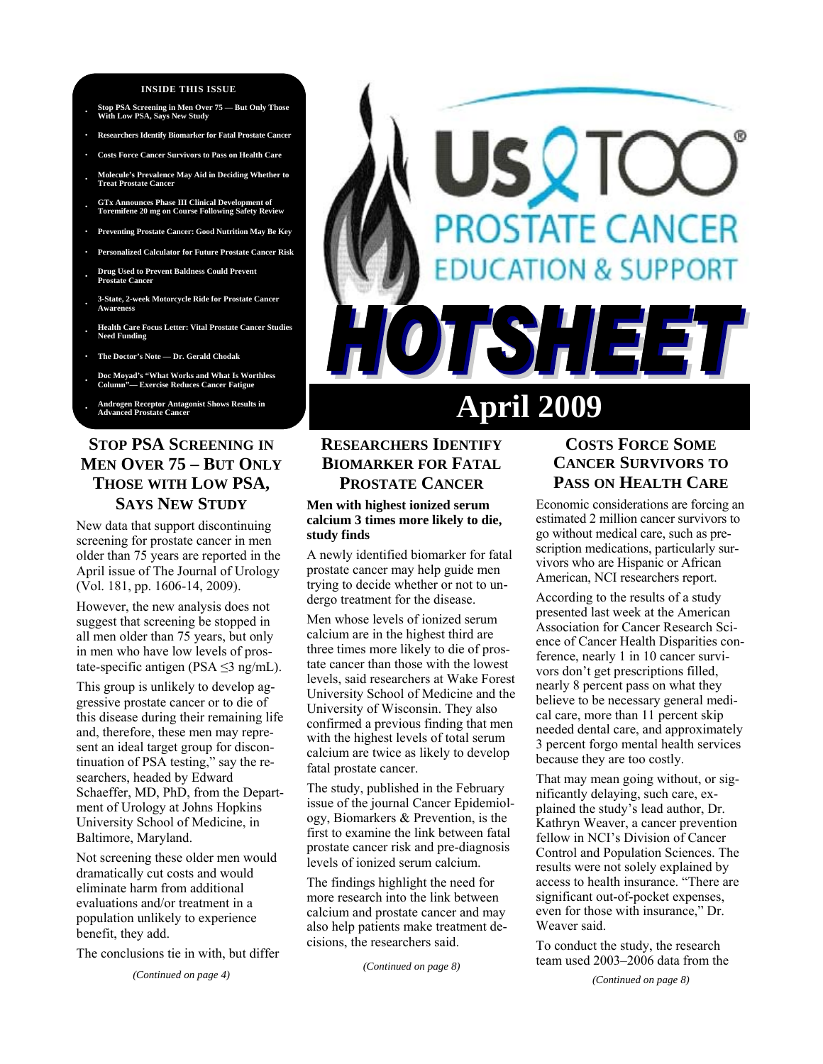# Us TOO® PROSTATE CANCER EDUCATION & SUPPORT

# HOTSHEET

## April 2009

**INSIDE THIS ISSUE**

- Stop PSA Screening in Men Over 75 — But Only Those With Low PSA, Says New Study
- Researchers Identify Biomarker for Fatal Prostate Cancer
- Costs Force Cancer Survivors to Pass on Health Care
- Molecule's Prevalence May Aid in Deciding Whether to Treat Prostate Cancer
- GTx Announces Phase III Clinical Development of Toremifene 20 mg on Course Following Safety Review
- Preventing Prostate Cancer: Good Nutrition May Be Key
- Personalized Calculator for Future Prostate Cancer Risk
- Drug Used to Prevent Baldness Could Prevent Prostate Cancer
- 3-State, 2-week Motorcycle Ride for Prostate Cancer Awareness
- Health Care Focus Letter: Vital Prostate Cancer Studies Need Funding
- The Doctor's Note — Dr. Gerald Chodak
- Doc Moyad's "What Works and What Is Worthless Column"— Exercise Reduces Cancer Fatigue
- Androgen Receptor Antagonist Shows Results in Advanced Prostate Cancer

## STOP PSA SCREENING IN MEN OVER 75 – BUT ONLY THOSE WITH LOW PSA, SAYS NEW STUDY

New data that support discontinuing screening for prostate cancer in men older than 75 years are reported in the April issue of The Journal of Urology (Vol. 181, pp. 1606-14, 2009).

However, the new analysis does not suggest that screening be stopped in all men older than 75 years, but only in men who have low levels of prostate-specific antigen (PSA $\leq 3$ ng/mL).

This group is unlikely to develop aggressive prostate cancer or to die of this disease during their remaining life and, therefore, these men may represent an ideal target group for discontinuation of PSA testing," say the researchers, headed by Edward Schaeffer, MD, PhD, from the Department of Urology at Johns Hopkins University School of Medicine, in Baltimore, Maryland.

Not screening these older men would dramatically cut costs and would eliminate harm from additional evaluations and/or treatment in a population unlikely to experience benefit, they add.

The conclusions tie in with, but differ

*(Continued on page 4)*

## RESEARCHERS IDENTIFY BIOMARKER FOR FATAL PROSTATE CANCER

**Men with highest ionized serum calcium 3 times more likely to die, study finds**

A newly identified biomarker for fatal prostate cancer may help guide men trying to decide whether or not to undergo treatment for the disease.

Men whose levels of ionized serum calcium are in the highest third are three times more likely to die of prostate cancer than those with the lowest levels, said researchers at Wake Forest University School of Medicine and the University of Wisconsin. They also confirmed a previous finding that men with the highest levels of total serum calcium are twice as likely to develop fatal prostate cancer.

The study, published in the February issue of the journal Cancer Epidemiology, Biomarkers & Prevention, is the first to examine the link between fatal prostate cancer risk and pre-diagnosis levels of ionized serum calcium.

The findings highlight the need for more research into the link between calcium and prostate cancer and may also help patients make treatment decisions, the researchers said.

*(Continued on page 8)*

## COSTS FORCE SOME CANCER SURVIVORS TO PASS ON HEALTH CARE

Economic considerations are forcing an estimated 2 million cancer survivors to go without medical care, such as prescription medications, particularly survivors who are Hispanic or African American, NCI researchers report.

According to the results of a study presented last week at the American Association for Cancer Research Science of Cancer Health Disparities conference, nearly 1 in 10 cancer survivors don't get prescriptions filled, nearly 8 percent pass on what they believe to be necessary general medical care, more than 11 percent skip needed dental care, and approximately 3 percent forgo mental health services because they are too costly.

That may mean going without, or significantly delaying, such care, explained the study's lead author, Dr. Kathryn Weaver, a cancer prevention fellow in NCI's Division of Cancer Control and Population Sciences. The results were not solely explained by access to health insurance. "There are significant out-of-pocket expenses, even for those with insurance," Dr. Weaver said.

To conduct the study, the research team used 2003–2006 data from the

*(Continued on page 8)*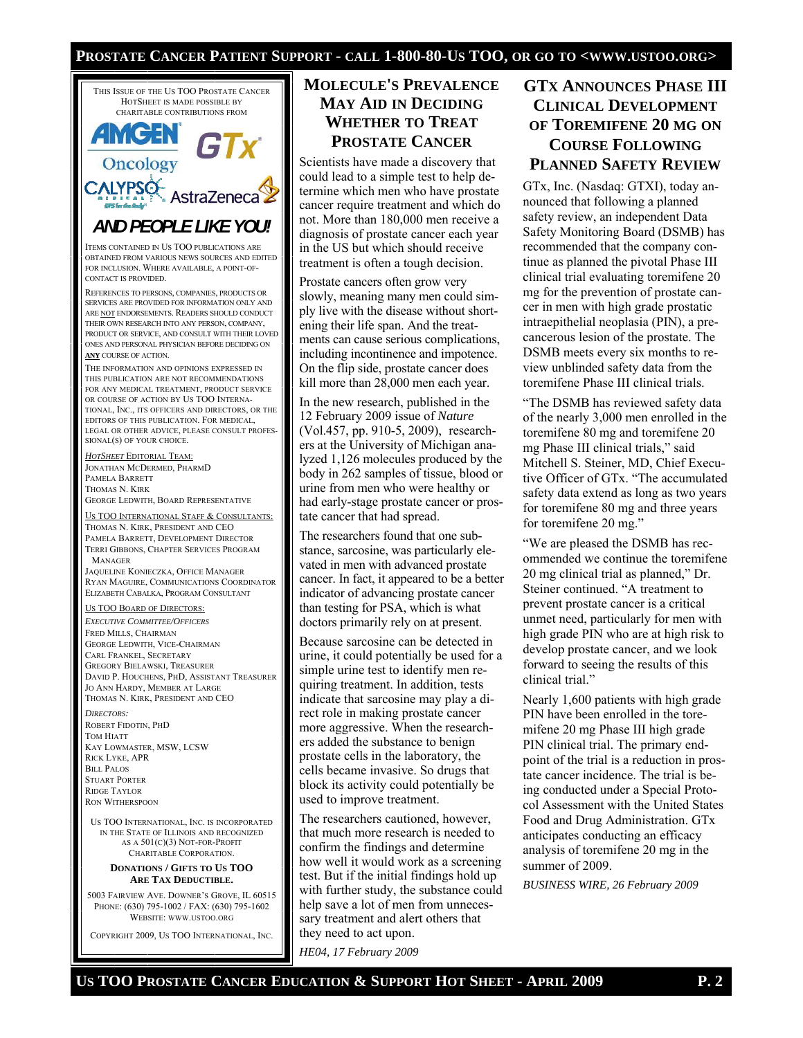This Issue of the Us TOO Prostate Cancer HotSheet is made possible by charitable contributions from

AMGEN Oncology

GTx

CALYPSO MEDICAL

AstraZeneca

**AND PEOPLE LIKE YOU!**

Items contained in Us TOO publications are obtained from various news sources and edited for inclusion. Where available, a point-of-contact is provided.

References to persons, companies, products or services are provided for information only and are NOT endorsements. Readers should conduct their own research into any person, company, product or service, and consult with their loved ones and personal physician before deciding on **ANY** course of action.

The information and opinions expressed in this publication are not recommendations for any medical treatment, product service or course of action by Us TOO International, Inc., its officers and directors, or the editors of this publication. For medical, legal or other advice, please consult professional(s) of your choice.

*HotSheet* Editorial Team:
Jonathan McDermed, PharmD
Pamela Barrett
Thomas N. Kirk
George Ledwith, Board Representative

Us TOO International Staff & Consultants:
Thomas N. Kirk, President and CEO
Pamela Barrett, Development Director
Terri Gibbons, Chapter Services Program Manager
Jaqueline Konieczka, Office Manager
Ryan Maguire, Communications Coordinator
Elizabeth Cabalka, Program Consultant

Us TOO Board of Directors:
*Executive Committee/Officers*
Fred Mills, Chairman
George Ledwith, Vice-Chairman
Carl Frankel, Secretary
Gregory Bielawski, Treasurer
David P. Houchens, PhD, Assistant Treasurer
Jo Ann Hardy, Member at Large
Thomas N. Kirk, President and CEO

*Directors:*
Robert Fidotin, PhD
Tom Hiatt
Kay Lowmaster, MSW, LCSW
Rick Lyke, APR
Bill Palos
Stuart Porter
Ridge Taylor
Ron Witherspoon

Us TOO International, Inc. is incorporated in the State of Illinois and recognized as a 501(c)(3) not-for-profit charitable corporation.

**Donations / Gifts to Us TOO Are Tax Deductible.**

5003 Fairview Ave. Downer's Grove, IL 60515
Phone: (630) 795-1002 / Fax: (630) 795-1602
Website: www.ustoo.org

Copyright 2009, Us TOO International, Inc.

## Molecule's Prevalence May Aid in Deciding Whether to Treat Prostate Cancer

Scientists have made a discovery that could lead to a simple test to help determine which men who have prostate cancer require treatment and which do not. More than 180,000 men receive a diagnosis of prostate cancer each year in the US but which should receive treatment is often a tough decision.

Prostate cancers often grow very slowly, meaning many men could simply live with the disease without shortening their life span. And the treatments can cause serious complications, including incontinence and impotence. On the flip side, prostate cancer does kill more than 28,000 men each year.

In the new research, published in the 12 February 2009 issue of *Nature* (Vol.457, pp. 910-5, 2009), researchers at the University of Michigan analyzed 1,126 molecules produced by the body in 262 samples of tissue, blood or urine from men who were healthy or had early-stage prostate cancer or prostate cancer that had spread.

The researchers found that one substance, sarcosine, was particularly elevated in men with advanced prostate cancer. In fact, it appeared to be a better indicator of advancing prostate cancer than testing for PSA, which is what doctors primarily rely on at present.

Because sarcosine can be detected in urine, it could potentially be used for a simple urine test to identify men requiring treatment. In addition, tests indicate that sarcosine may play a direct role in making prostate cancer more aggressive. When the researchers added the substance to benign prostate cells in the laboratory, the cells became invasive. So drugs that block its activity could potentially be used to improve treatment.

The researchers cautioned, however, that much more research is needed to confirm the findings and determine how well it would work as a screening test. But if the initial findings hold up with further study, the substance could help save a lot of men from unnecessary treatment and alert others that they need to act upon.

*HE04, 17 February 2009*

## GTx Announces Phase III Clinical Development of Toremifene 20 mg on Course Following Planned Safety Review

GTx, Inc. (Nasdaq: GTXI), today announced that following a planned safety review, an independent Data Safety Monitoring Board (DSMB) has recommended that the company continue as planned the pivotal Phase III clinical trial evaluating toremifene 20 mg for the prevention of prostate cancer in men with high grade prostatic intraepithelial neoplasia (PIN), a precancerous lesion of the prostate. The DSMB meets every six months to review unblinded safety data from the toremifene Phase III clinical trials.

"The DSMB has reviewed safety data of the nearly 3,000 men enrolled in the toremifene 80 mg and toremifene 20 mg Phase III clinical trials," said Mitchell S. Steiner, MD, Chief Executive Officer of GTx. "The accumulated safety data extend as long as two years for toremifene 80 mg and three years for toremifene 20 mg."

"We are pleased the DSMB has recommended we continue the toremifene 20 mg clinical trial as planned," Dr. Steiner continued. "A treatment to prevent prostate cancer is a critical unmet need, particularly for men with high grade PIN who are at high risk to develop prostate cancer, and we look forward to seeing the results of this clinical trial."

Nearly 1,600 patients with high grade PIN have been enrolled in the toremifene 20 mg Phase III high grade PIN clinical trial. The primary endpoint of the trial is a reduction in prostate cancer incidence. The trial is being conducted under a Special Protocol Assessment with the United States Food and Drug Administration. GTx anticipates conducting an efficacy analysis of toremifene 20 mg in the summer of 2009.

*BUSINESS WIRE, 26 February 2009*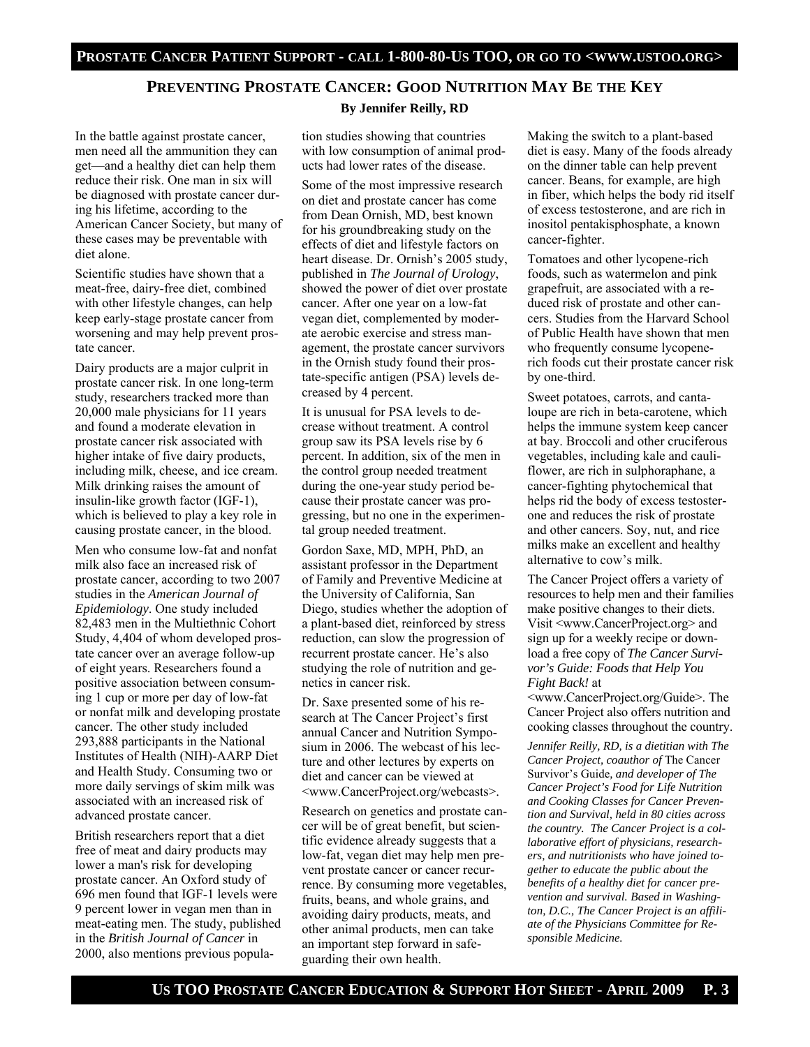# Preventing Prostate Cancer: Good Nutrition May Be the Key

**By Jennifer Reilly, RD**

In the battle against prostate cancer, men need all the ammunition they can get—and a healthy diet can help them reduce their risk. One man in six will be diagnosed with prostate cancer during his lifetime, according to the American Cancer Society, but many of these cases may be preventable with diet alone.

Scientific studies have shown that a meat-free, dairy-free diet, combined with other lifestyle changes, can help keep early-stage prostate cancer from worsening and may help prevent prostate cancer.

Dairy products are a major culprit in prostate cancer risk. In one long-term study, researchers tracked more than 20,000 male physicians for 11 years and found a moderate elevation in prostate cancer risk associated with higher intake of five dairy products, including milk, cheese, and ice cream. Milk drinking raises the amount of insulin-like growth factor (IGF-1), which is believed to play a key role in causing prostate cancer, in the blood.

Men who consume low-fat and nonfat milk also face an increased risk of prostate cancer, according to two 2007 studies in the *American Journal of Epidemiology*. One study included 82,483 men in the Multiethnic Cohort Study, 4,404 of whom developed prostate cancer over an average follow-up of eight years. Researchers found a positive association between consuming 1 cup or more per day of low-fat or nonfat milk and developing prostate cancer. The other study included 293,888 participants in the National Institutes of Health (NIH)-AARP Diet and Health Study. Consuming two or more daily servings of skim milk was associated with an increased risk of advanced prostate cancer.

British researchers report that a diet free of meat and dairy products may lower a man's risk for developing prostate cancer. An Oxford study of 696 men found that IGF-1 levels were 9 percent lower in vegan men than in meat-eating men. The study, published in the *British Journal of Cancer* in 2000, also mentions previous population studies showing that countries with low consumption of animal products had lower rates of the disease.

Some of the most impressive research on diet and prostate cancer has come from Dean Ornish, MD, best known for his groundbreaking study on the effects of diet and lifestyle factors on heart disease. Dr. Ornish's 2005 study, published in *The Journal of Urology*, showed the power of diet over prostate cancer. After one year on a low-fat vegan diet, complemented by moderate aerobic exercise and stress management, the prostate cancer survivors in the Ornish study found their prostate-specific antigen (PSA) levels decreased by 4 percent.

It is unusual for PSA levels to decrease without treatment. A control group saw its PSA levels rise by 6 percent. In addition, six of the men in the control group needed treatment during the one-year study period because their prostate cancer was progressing, but no one in the experimental group needed treatment.

Gordon Saxe, MD, MPH, PhD, an assistant professor in the Department of Family and Preventive Medicine at the University of California, San Diego, studies whether the adoption of a plant-based diet, reinforced by stress reduction, can slow the progression of recurrent prostate cancer. He's also studying the role of nutrition and genetics in cancer risk.

Dr. Saxe presented some of his research at The Cancer Project's first annual Cancer and Nutrition Symposium in 2006. The webcast of his lecture and other lectures by experts on diet and cancer can be viewed at <www.CancerProject.org/webcasts>.

Research on genetics and prostate cancer will be of great benefit, but scientific evidence already suggests that a low-fat, vegan diet may help men prevent prostate cancer or cancer recurrence. By consuming more vegetables, fruits, beans, and whole grains, and avoiding dairy products, meats, and other animal products, men can take an important step forward in safeguarding their own health.

Making the switch to a plant-based diet is easy. Many of the foods already on the dinner table can help prevent cancer. Beans, for example, are high in fiber, which helps the body rid itself of excess testosterone, and are rich in inositol pentakisphosphate, a known cancer-fighter.

Tomatoes and other lycopene-rich foods, such as watermelon and pink grapefruit, are associated with a reduced risk of prostate and other cancers. Studies from the Harvard School of Public Health have shown that men who frequently consume lycopene-rich foods cut their prostate cancer risk by one-third.

Sweet potatoes, carrots, and cantaloupe are rich in beta-carotene, which helps the immune system keep cancer at bay. Broccoli and other cruciferous vegetables, including kale and cauliflower, are rich in sulphoraphane, a cancer-fighting phytochemical that helps rid the body of excess testosterone and reduces the risk of prostate and other cancers. Soy, nut, and rice milks make an excellent and healthy alternative to cow's milk.

The Cancer Project offers a variety of resources to help men and their families make positive changes to their diets. Visit <www.CancerProject.org> and sign up for a weekly recipe or download a free copy of *The Cancer Survivor's Guide: Foods that Help You Fight Back!* at <www.CancerProject.org/Guide>. The Cancer Project also offers nutrition and cooking classes throughout the country.

*Jennifer Reilly, RD, is a dietitian with The Cancer Project, coauthor of* The Cancer Survivor's Guide*, and developer of The Cancer Project's Food for Life Nutrition and Cooking Classes for Cancer Prevention and Survival, held in 80 cities across the country. The Cancer Project is a collaborative effort of physicians, researchers, and nutritionists who have joined together to educate the public about the benefits of a healthy diet for cancer prevention and survival. Based in Washington, D.C., The Cancer Project is an affiliate of the Physicians Committee for Responsible Medicine.*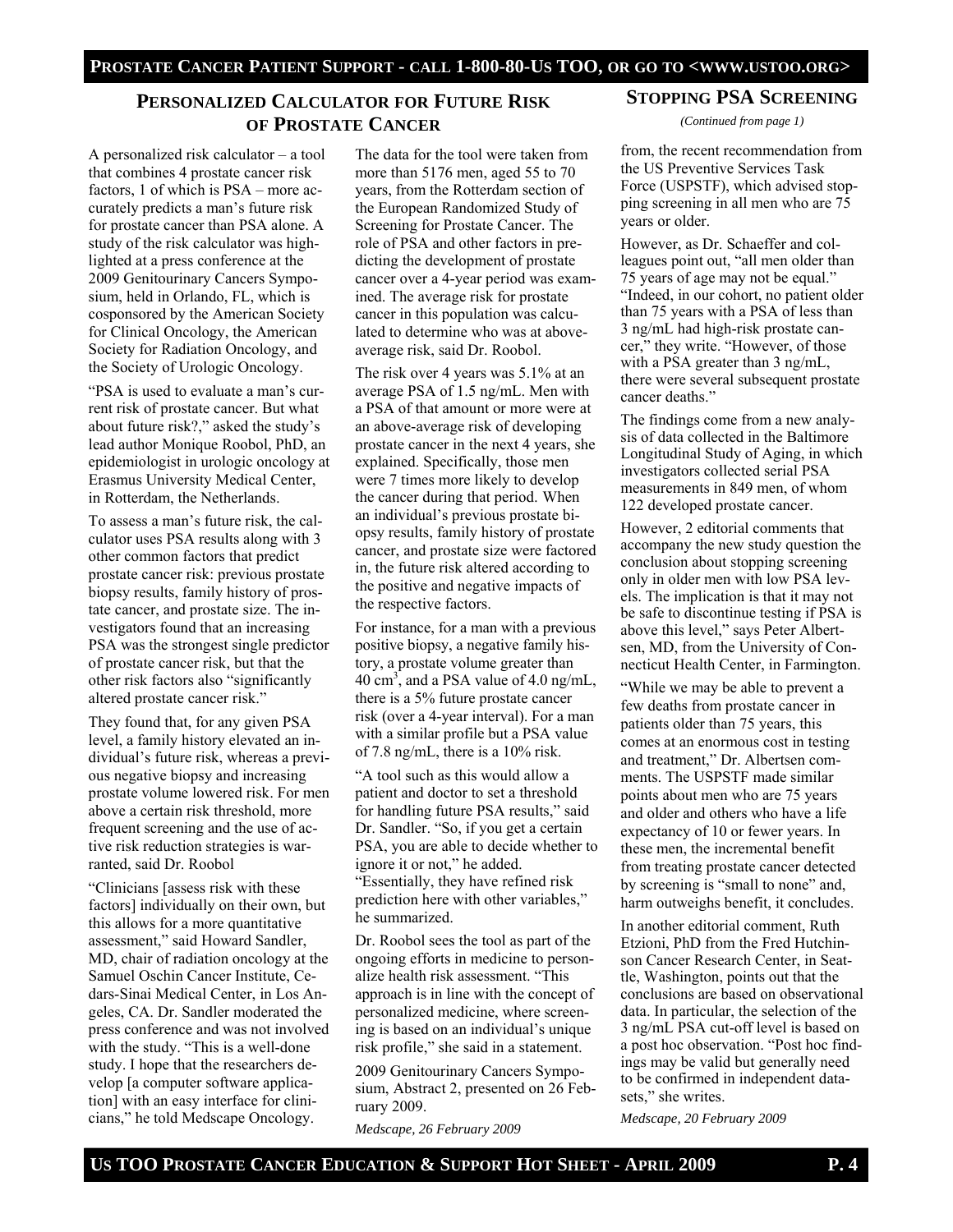## Personalized Calculator for Future Risk of Prostate Cancer

A personalized risk calculator – a tool that combines 4 prostate cancer risk factors, 1 of which is PSA – more accurately predicts a man's future risk for prostate cancer than PSA alone. A study of the risk calculator was highlighted at a press conference at the 2009 Genitourinary Cancers Symposium, held in Orlando, FL, which is cosponsored by the American Society for Clinical Oncology, the American Society for Radiation Oncology, and the Society of Urologic Oncology.

"PSA is used to evaluate a man's current risk of prostate cancer. But what about future risk?," asked the study's lead author Monique Roobol, PhD, an epidemiologist in urologic oncology at Erasmus University Medical Center, in Rotterdam, the Netherlands.

To assess a man's future risk, the calculator uses PSA results along with 3 other common factors that predict prostate cancer risk: previous prostate biopsy results, family history of prostate cancer, and prostate size. The investigators found that an increasing PSA was the strongest single predictor of prostate cancer risk, but that the other risk factors also "significantly altered prostate cancer risk."

They found that, for any given PSA level, a family history elevated an individual's future risk, whereas a previous negative biopsy and increasing prostate volume lowered risk. For men above a certain risk threshold, more frequent screening and the use of active risk reduction strategies is warranted, said Dr. Roobol

"Clinicians [assess risk with these factors] individually on their own, but this allows for a more quantitative assessment," said Howard Sandler, MD, chair of radiation oncology at the Samuel Oschin Cancer Institute, Cedars-Sinai Medical Center, in Los Angeles, CA. Dr. Sandler moderated the press conference and was not involved with the study. "This is a well-done study. I hope that the researchers develop [a computer software application] with an easy interface for clinicians," he told Medscape Oncology.

The data for the tool were taken from more than 5176 men, aged 55 to 70 years, from the Rotterdam section of the European Randomized Study of Screening for Prostate Cancer. The role of PSA and other factors in predicting the development of prostate cancer over a 4-year period was examined. The average risk for prostate cancer in this population was calculated to determine who was at above-average risk, said Dr. Roobol.

The risk over 4 years was 5.1% at an average PSA of 1.5 ng/mL. Men with a PSA of that amount or more were at an above-average risk of developing prostate cancer in the next 4 years, she explained. Specifically, those men were 7 times more likely to develop the cancer during that period. When an individual's previous prostate biopsy results, family history of prostate cancer, and prostate size were factored in, the future risk altered according to the positive and negative impacts of the respective factors.

For instance, for a man with a previous positive biopsy, a negative family history, a prostate volume greater than 40 $cm^3$, and a PSA value of 4.0 ng/mL, there is a 5% future prostate cancer risk (over a 4-year interval). For a man with a similar profile but a PSA value of 7.8 ng/mL, there is a 10% risk.

"A tool such as this would allow a patient and doctor to set a threshold for handling future PSA results," said Dr. Sandler. "So, if you get a certain PSA, you are able to decide whether to ignore it or not," he added. "Essentially, they have refined risk prediction here with other variables," he summarized.

Dr. Roobol sees the tool as part of the ongoing efforts in medicine to personalize health risk assessment. "This approach is in line with the concept of personalized medicine, where screening is based on an individual's unique risk profile," she said in a statement.

2009 Genitourinary Cancers Symposium, Abstract 2, presented on 26 February 2009.

*Medscape, 26 February 2009*

## Stopping PSA Screening

*(Continued from page 1)*

from, the recent recommendation from the US Preventive Services Task Force (USPSTF), which advised stopping screening in all men who are 75 years or older.

However, as Dr. Schaeffer and colleagues point out, "all men older than 75 years of age may not be equal." "Indeed, in our cohort, no patient older than 75 years with a PSA of less than 3 ng/mL had high-risk prostate cancer," they write. "However, of those with a PSA greater than 3 ng/mL, there were several subsequent prostate cancer deaths."

The findings come from a new analysis of data collected in the Baltimore Longitudinal Study of Aging, in which investigators collected serial PSA measurements in 849 men, of whom 122 developed prostate cancer.

However, 2 editorial comments that accompany the new study question the conclusion about stopping screening only in older men with low PSA levels. The implication is that it may not be safe to discontinue testing if PSA is above this level," says Peter Albertsen, MD, from the University of Connecticut Health Center, in Farmington.

"While we may be able to prevent a few deaths from prostate cancer in patients older than 75 years, this comes at an enormous cost in testing and treatment," Dr. Albertsen comments. The USPSTF made similar points about men who are 75 years and older and others who have a life expectancy of 10 or fewer years. In these men, the incremental benefit from treating prostate cancer detected by screening is "small to none" and, harm outweighs benefit, it concludes.

In another editorial comment, Ruth Etzioni, PhD from the Fred Hutchinson Cancer Research Center, in Seattle, Washington, points out that the conclusions are based on observational data. In particular, the selection of the 3 ng/mL PSA cut-off level is based on a post hoc observation. "Post hoc findings may be valid but generally need to be confirmed in independent datasets," she writes.

*Medscape, 20 February 2009*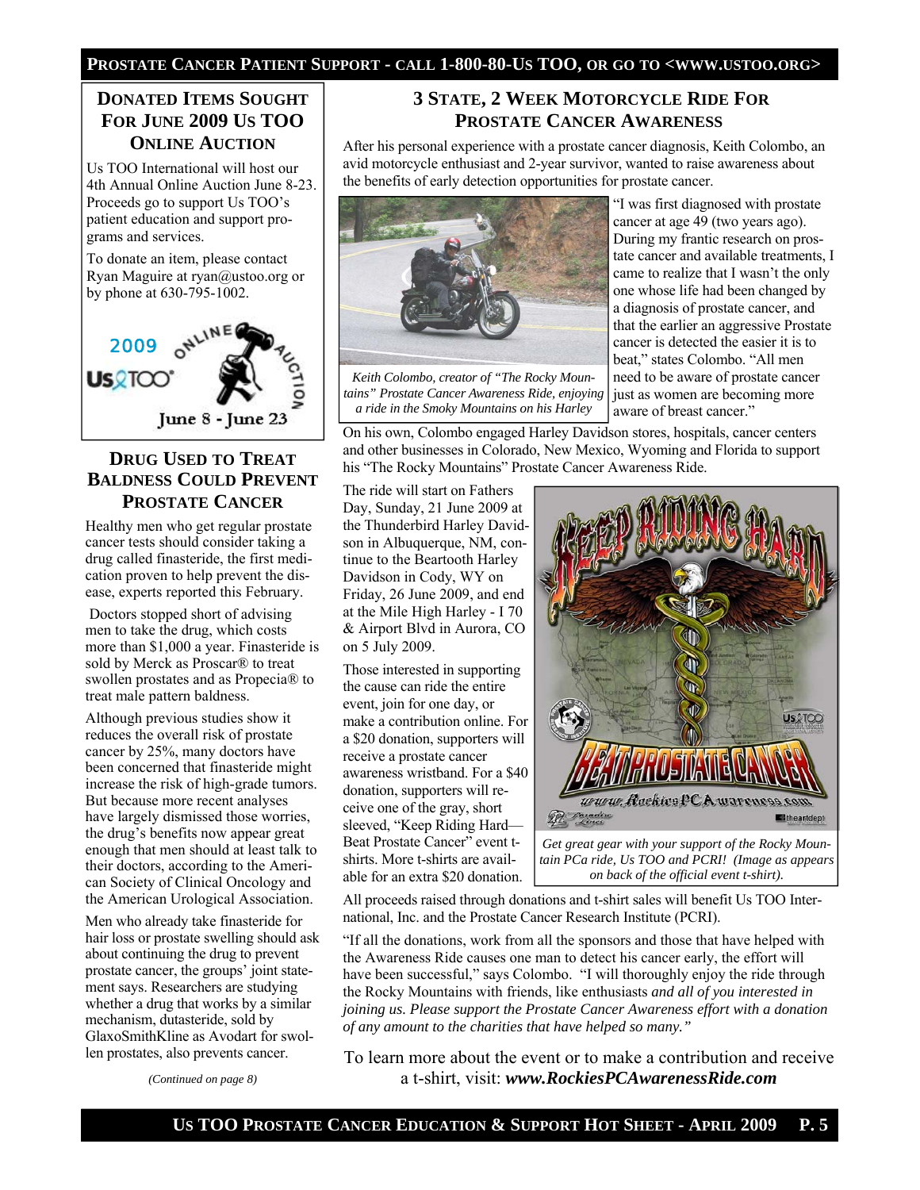## DONATED ITEMS SOUGHT FOR JUNE 2009 US TOO ONLINE AUCTION

Us TOO International will host our 4th Annual Online Auction June 8-23. Proceeds go to support Us TOO's patient education and support programs and services.

To donate an item, please contact Ryan Maguire at ryan@ustoo.org or by phone at 630-795-1002.

2009 Us TOO ONLINE AUCTION June 8 - June 23

## DRUG USED TO TREAT BALDNESS COULD PREVENT PROSTATE CANCER

Healthy men who get regular prostate cancer tests should consider taking a drug called finasteride, the first medication proven to help prevent the disease, experts reported this February.

Doctors stopped short of advising men to take the drug, which costs more than $1,000 a year. Finasteride is sold by Merck as Proscar® to treat swollen prostates and as Propecia® to treat male pattern baldness.

Although previous studies show it reduces the overall risk of prostate cancer by 25%, many doctors have been concerned that finasteride might increase the risk of high-grade tumors. But because more recent analyses have largely dismissed those worries, the drug's benefits now appear great enough that men should at least talk to their doctors, according to the American Society of Clinical Oncology and the American Urological Association.

Men who already take finasteride for hair loss or prostate swelling should ask about continuing the drug to prevent prostate cancer, the groups' joint statement says. Researchers are studying whether a drug that works by a similar mechanism, dutasteride, sold by GlaxoSmithKline as Avodart for swollen prostates, also prevents cancer.

*(Continued on page 8)*

## 3 STATE, 2 WEEK MOTORCYCLE RIDE FOR PROSTATE CANCER AWARENESS

After his personal experience with a prostate cancer diagnosis, Keith Colombo, an avid motorcycle enthusiast and 2-year survivor, wanted to raise awareness about the benefits of early detection opportunities for prostate cancer.

*Keith Colombo, creator of "The Rocky Mountains" Prostate Cancer Awareness Ride, enjoying a ride in the Smoky Mountains on his Harley*

"I was first diagnosed with prostate cancer at age 49 (two years ago). During my frantic research on prostate cancer and available treatments, I came to realize that I wasn't the only one whose life had been changed by a diagnosis of prostate cancer, and that the earlier an aggressive Prostate cancer is detected the easier it is to beat," states Colombo. "All men need to be aware of prostate cancer just as women are becoming more aware of breast cancer."

On his own, Colombo engaged Harley Davidson stores, hospitals, cancer centers and other businesses in Colorado, New Mexico, Wyoming and Florida to support his "The Rocky Mountains" Prostate Cancer Awareness Ride.

The ride will start on Fathers Day, Sunday, 21 June 2009 at the Thunderbird Harley Davidson in Albuquerque, NM, continue to the Beartooth Harley Davidson in Cody, WY on Friday, 26 June 2009, and end at the Mile High Harley - I 70 & Airport Blvd in Aurora, CO on 5 July 2009.

Those interested in supporting the cause can ride the entire event, join for one day, or make a contribution online. For a $20 donation, supporters will receive a prostate cancer awareness wristband. For a $40 donation, supporters will receive one of the gray, short sleeved, "Keep Riding Hard—Beat Prostate Cancer" event t-shirts. More t-shirts are available for an extra $20 donation.

*Get great gear with your support of the Rocky Mountain PCa ride, Us TOO and PCRI! (Image as appears on back of the official event t-shirt).*

All proceeds raised through donations and t-shirt sales will benefit Us TOO International, Inc. and the Prostate Cancer Research Institute (PCRI).

"If all the donations, work from all the sponsors and those that have helped with the Awareness Ride causes one man to detect his cancer early, the effort will have been successful," says Colombo. "I will thoroughly enjoy the ride through the Rocky Mountains with friends, like enthusiasts *and all of you interested in joining us. Please support the Prostate Cancer Awareness effort with a donation of any amount to the charities that have helped so many."*

To learn more about the event or to make a contribution and receive a t-shirt, visit: ***www.RockiesPCAwarenessRide.com***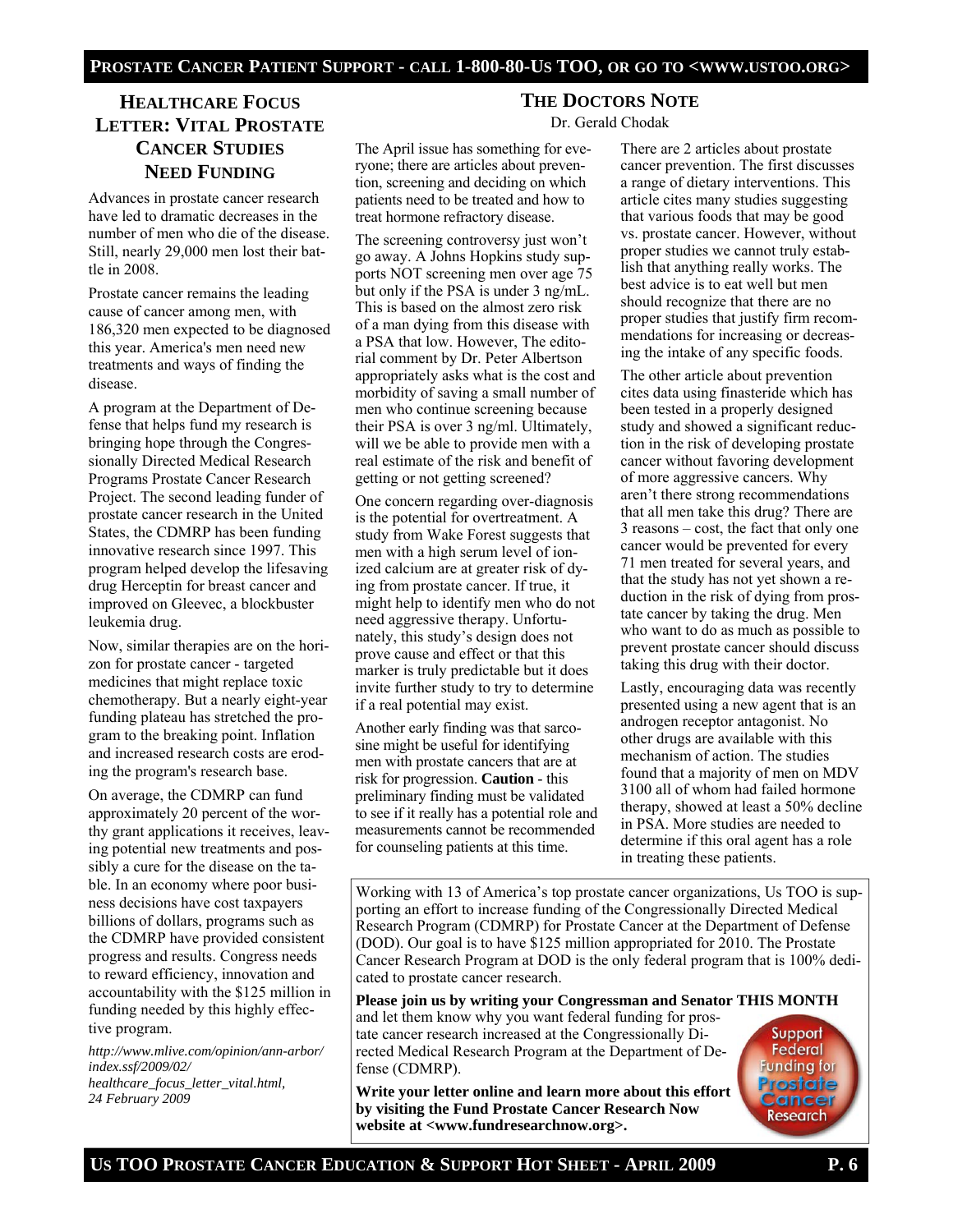## Healthcare Focus Letter: Vital Prostate Cancer Studies Need Funding

Advances in prostate cancer research have led to dramatic decreases in the number of men who die of the disease. Still, nearly 29,000 men lost their battle in 2008.

Prostate cancer remains the leading cause of cancer among men, with 186,320 men expected to be diagnosed this year. America's men need new treatments and ways of finding the disease.

A program at the Department of Defense that helps fund my research is bringing hope through the Congressionally Directed Medical Research Programs Prostate Cancer Research Project. The second leading funder of prostate cancer research in the United States, the CDMRP has been funding innovative research since 1997. This program helped develop the lifesaving drug Herceptin for breast cancer and improved on Gleevec, a blockbuster leukemia drug.

Now, similar therapies are on the horizon for prostate cancer - targeted medicines that might replace toxic chemotherapy. But a nearly eight-year funding plateau has stretched the program to the breaking point. Inflation and increased research costs are eroding the program's research base.

On average, the CDMRP can fund approximately 20 percent of the worthy grant applications it receives, leaving potential new treatments and possibly a cure for the disease on the table. In an economy where poor business decisions have cost taxpayers billions of dollars, programs such as the CDMRP have provided consistent progress and results. Congress needs to reward efficiency, innovation and accountability with the $125 million in funding needed by this highly effective program.

*http://www.mlive.com/opinion/ann-arbor/index.ssf/2009/02/healthcare_focus_letter_vital.html, 24 February 2009*

## The Doctors Note

Dr. Gerald Chodak

The April issue has something for everyone; there are articles about prevention, screening and deciding on which patients need to be treated and how to treat hormone refractory disease.

The screening controversy just won't go away. A Johns Hopkins study supports NOT screening men over age 75 but only if the PSA is under 3 ng/mL. This is based on the almost zero risk of a man dying from this disease with a PSA that low. However, The editorial comment by Dr. Peter Albertson appropriately asks what is the cost and morbidity of saving a small number of men who continue screening because their PSA is over 3 ng/ml. Ultimately, will we be able to provide men with a real estimate of the risk and benefit of getting or not getting screened?

One concern regarding over-diagnosis is the potential for overtreatment. A study from Wake Forest suggests that men with a high serum level of ionized calcium are at greater risk of dying from prostate cancer. If true, it might help to identify men who do not need aggressive therapy. Unfortunately, this study's design does not prove cause and effect or that this marker is truly predictable but it does invite further study to try to determine if a real potential may exist.

Another early finding was that sarcosine might be useful for identifying men with prostate cancers that are at risk for progression. **Caution** - this preliminary finding must be validated to see if it really has a potential role and measurements cannot be recommended for counseling patients at this time.

There are 2 articles about prostate cancer prevention. The first discusses a range of dietary interventions. This article cites many studies suggesting that various foods that may be good vs. prostate cancer. However, without proper studies we cannot truly establish that anything really works. The best advice is to eat well but men should recognize that there are no proper studies that justify firm recommendations for increasing or decreasing the intake of any specific foods.

The other article about prevention cites data using finasteride which has been tested in a properly designed study and showed a significant reduction in the risk of developing prostate cancer without favoring development of more aggressive cancers. Why aren't there strong recommendations that all men take this drug? There are 3 reasons – cost, the fact that only one cancer would be prevented for every 71 men treated for several years, and that the study has not yet shown a reduction in the risk of dying from prostate cancer by taking the drug. Men who want to do as much as possible to prevent prostate cancer should discuss taking this drug with their doctor.

Lastly, encouraging data was recently presented using a new agent that is an androgen receptor antagonist. No other drugs are available with this mechanism of action. The studies found that a majority of men on MDV 3100 all of whom had failed hormone therapy, showed at least a 50% decline in PSA. More studies are needed to determine if this oral agent has a role in treating these patients.

Working with 13 of America's top prostate cancer organizations, Us TOO is supporting an effort to increase funding of the Congressionally Directed Medical Research Program (CDMRP) for Prostate Cancer at the Department of Defense (DOD). Our goal is to have $125 million appropriated for 2010. The Prostate Cancer Research Program at DOD is the only federal program that is 100% dedicated to prostate cancer research.

**Please join us by writing your Congressman and Senator THIS MONTH** and let them know why you want federal funding for prostate cancer research increased at the Congressionally Directed Medical Research Program at the Department of Defense (CDMRP).

**Write your letter online and learn more about this effort by visiting the Fund Prostate Cancer Research Now website at <www.fundresearchnow.org>.**

Support Federal Funding for Prostate Cancer Research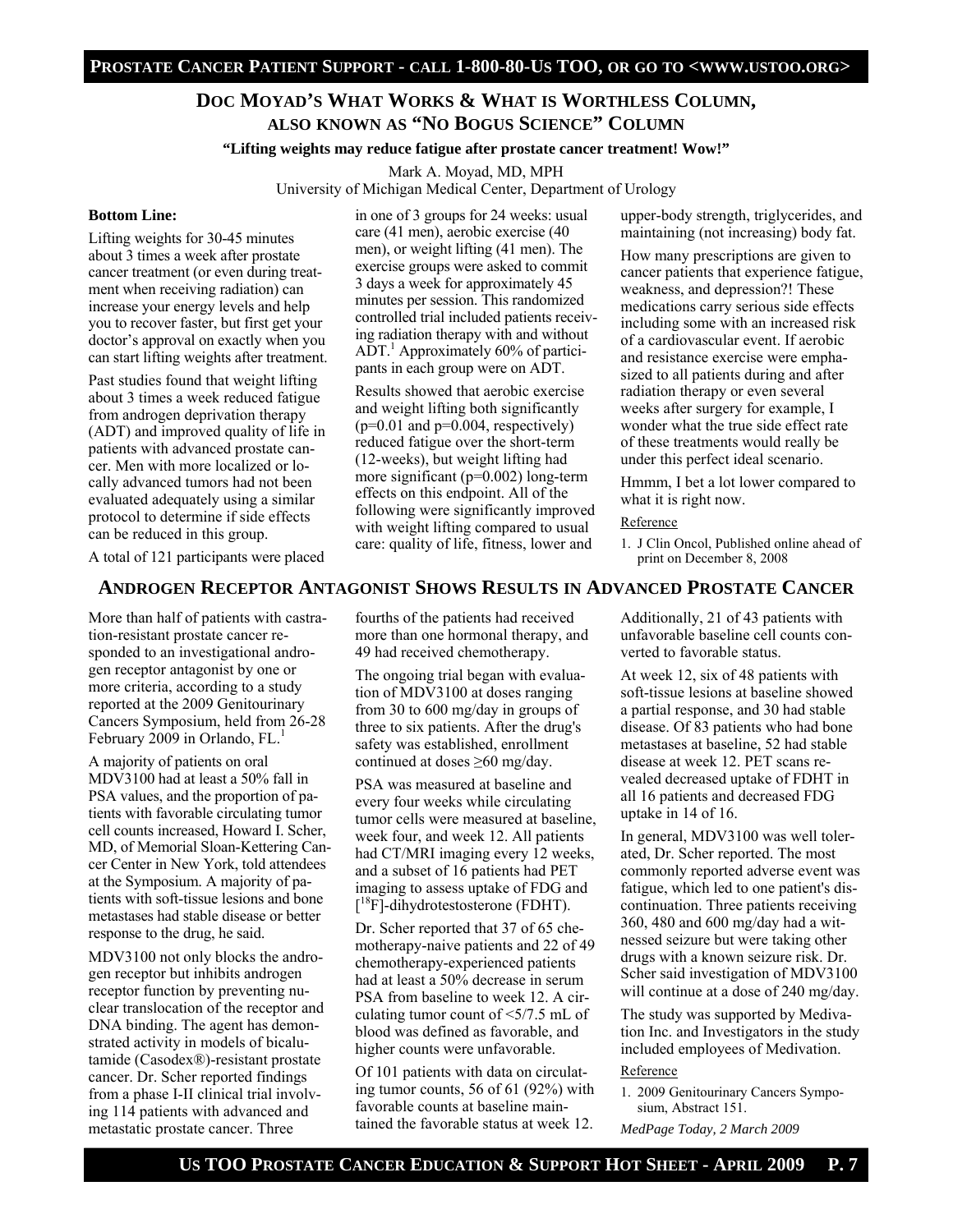## Doc Moyad's What Works & What is Worthless Column, also known as "No Bogus Science" Column

**"Lifting weights may reduce fatigue after prostate cancer treatment! Wow!"**

Mark A. Moyad, MD, MPH
University of Michigan Medical Center, Department of Urology

**Bottom Line:**

Lifting weights for 30-45 minutes about 3 times a week after prostate cancer treatment (or even during treatment when receiving radiation) can increase your energy levels and help you to recover faster, but first get your doctor's approval on exactly when you can start lifting weights after treatment.

Past studies found that weight lifting about 3 times a week reduced fatigue from androgen deprivation therapy (ADT) and improved quality of life in patients with advanced prostate cancer. Men with more localized or locally advanced tumors had not been evaluated adequately using a similar protocol to determine if side effects can be reduced in this group.

A total of 121 participants were placed in one of 3 groups for 24 weeks: usual care (41 men), aerobic exercise (40 men), or weight lifting (41 men). The exercise groups were asked to commit 3 days a week for approximately 45 minutes per session. This randomized controlled trial included patients receiving radiation therapy with and without ADT.[1] Approximately 60% of participants in each group were on ADT.

Results showed that aerobic exercise and weight lifting both significantly ($p=0.01$ and $p=0.004$, respectively) reduced fatigue over the short-term (12-weeks), but weight lifting had more significant ($p=0.002$) long-term effects on this endpoint. All of the following were significantly improved with weight lifting compared to usual care: quality of life, fitness, lower and upper-body strength, triglycerides, and maintaining (not increasing) body fat.

How many prescriptions are given to cancer patients that experience fatigue, weakness, and depression?! These medications carry serious side effects including some with an increased risk of a cardiovascular event. If aerobic and resistance exercise were emphasized to all patients during and after radiation therapy or even several weeks after surgery for example, I wonder what the true side effect rate of these treatments would really be under this perfect ideal scenario.

Hmmm, I bet a lot lower compared to what it is right now.

Reference

1. J Clin Oncol, Published online ahead of print on December 8, 2008

## Androgen Receptor Antagonist Shows Results in Advanced Prostate Cancer

More than half of patients with castration-resistant prostate cancer responded to an investigational androgen receptor antagonist by one or more criteria, according to a study reported at the 2009 Genitourinary Cancers Symposium, held from 26-28 February 2009 in Orlando, FL.[1]

A majority of patients on oral MDV3100 had at least a 50% fall in PSA values, and the proportion of patients with favorable circulating tumor cell counts increased, Howard I. Scher, MD, of Memorial Sloan-Kettering Cancer Center in New York, told attendees at the Symposium. A majority of patients with soft-tissue lesions and bone metastases had stable disease or better response to the drug, he said.

MDV3100 not only blocks the androgen receptor but inhibits androgen receptor function by preventing nuclear translocation of the receptor and DNA binding. The agent has demonstrated activity in models of bicalutamide (Casodex®)-resistant prostate cancer. Dr. Scher reported findings from a phase I-II clinical trial involving 114 patients with advanced and metastatic prostate cancer. Three fourths of the patients had received more than one hormonal therapy, and 49 had received chemotherapy.

The ongoing trial began with evaluation of MDV3100 at doses ranging from 30 to 600 mg/day in groups of three to six patients. After the drug's safety was established, enrollment continued at doses $\geq 60$ mg/day.

PSA was measured at baseline and every four weeks while circulating tumor cells were measured at baseline, week four, and week 12. All patients had CT/MRI imaging every 12 weeks, and a subset of 16 patients had PET imaging to assess uptake of FDG and $[^{18}F]$-dihydrotestosterone (FDHT).

Dr. Scher reported that 37 of 65 chemotherapy-naive patients and 22 of 49 chemotherapy-experienced patients had at least a 50% decrease in serum PSA from baseline to week 12. A circulating tumor count of $<5/7.5$ mL of blood was defined as favorable, and higher counts were unfavorable.

Of 101 patients with data on circulating tumor counts, 56 of 61 (92%) with favorable counts at baseline maintained the favorable status at week 12. Additionally, 21 of 43 patients with unfavorable baseline cell counts converted to favorable status.

At week 12, six of 48 patients with soft-tissue lesions at baseline showed a partial response, and 30 had stable disease. Of 83 patients who had bone metastases at baseline, 52 had stable disease at week 12. PET scans revealed decreased uptake of FDHT in all 16 patients and decreased FDG uptake in 14 of 16.

In general, MDV3100 was well tolerated, Dr. Scher reported. The most commonly reported adverse event was fatigue, which led to one patient's discontinuation. Three patients receiving 360, 480 and 600 mg/day had a witnessed seizure but were taking other drugs with a known seizure risk. Dr. Scher said investigation of MDV3100 will continue at a dose of 240 mg/day.

The study was supported by Medivation Inc. and Investigators in the study included employees of Medivation.

Reference

1. 2009 Genitourinary Cancers Symposium, Abstract 151.

*MedPage Today, 2 March 2009*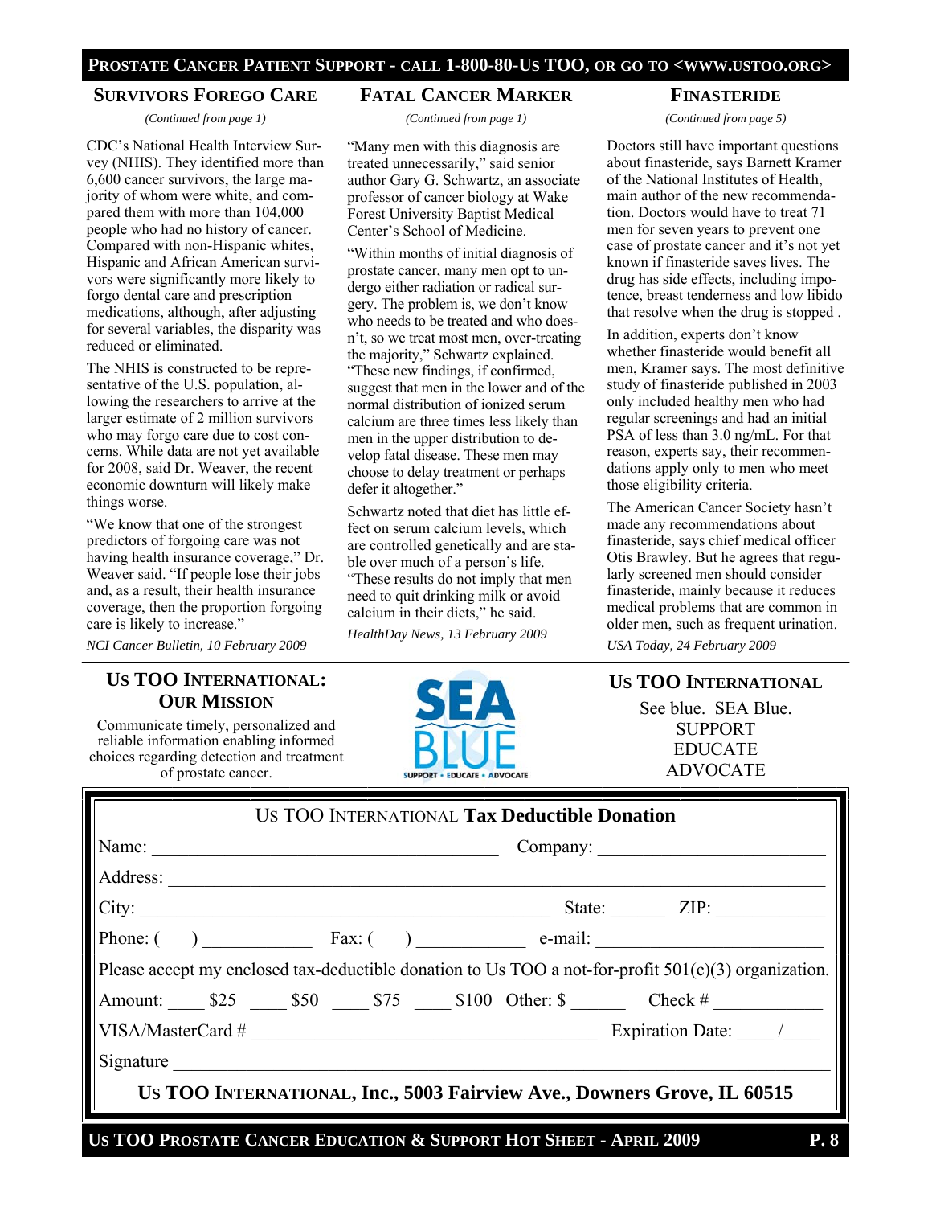## SURVIVORS FOREGO CARE

*(Continued from page 1)*

CDC's National Health Interview Survey (NHIS). They identified more than 6,600 cancer survivors, the large majority of whom were white, and compared them with more than 104,000 people who had no history of cancer. Compared with non-Hispanic whites, Hispanic and African American survivors were significantly more likely to forgo dental care and prescription medications, although, after adjusting for several variables, the disparity was reduced or eliminated.

The NHIS is constructed to be representative of the U.S. population, allowing the researchers to arrive at the larger estimate of 2 million survivors who may forgo care due to cost concerns. While data are not yet available for 2008, said Dr. Weaver, the recent economic downturn will likely make things worse.

"We know that one of the strongest predictors of forgoing care was not having health insurance coverage," Dr. Weaver said. "If people lose their jobs and, as a result, their health insurance coverage, then the proportion forgoing care is likely to increase."

*NCI Cancer Bulletin, 10 February 2009*

## FATAL CANCER MARKER

*(Continued from page 1)*

"Many men with this diagnosis are treated unnecessarily," said senior author Gary G. Schwartz, an associate professor of cancer biology at Wake Forest University Baptist Medical Center's School of Medicine.

"Within months of initial diagnosis of prostate cancer, many men opt to undergo either radiation or radical surgery. The problem is, we don't know who needs to be treated and who doesn't, so we treat most men, over-treating the majority," Schwartz explained. "These new findings, if confirmed, suggest that men in the lower and of the normal distribution of ionized serum calcium are three times less likely than men in the upper distribution to develop fatal disease. These men may choose to delay treatment or perhaps defer it altogether."

Schwartz noted that diet has little effect on serum calcium levels, which are controlled genetically and are stable over much of a person's life. "These results do not imply that men need to quit drinking milk or avoid calcium in their diets," he said.

*HealthDay News, 13 February 2009*

## FINASTERIDE

*(Continued from page 5)*

Doctors still have important questions about finasteride, says Barnett Kramer of the National Institutes of Health, main author of the new recommendation. Doctors would have to treat 71 men for seven years to prevent one case of prostate cancer and it's not yet known if finasteride saves lives. The drug has side effects, including impotence, breast tenderness and low libido that resolve when the drug is stopped .

In addition, experts don't know whether finasteride would benefit all men, Kramer says. The most definitive study of finasteride published in 2003 only included healthy men who had regular screenings and had an initial PSA of less than 3.0 ng/mL. For that reason, experts say, their recommendations apply only to men who meet those eligibility criteria.

The American Cancer Society hasn't made any recommendations about finasteride, says chief medical officer Otis Brawley. But he agrees that regularly screened men should consider finasteride, mainly because it reduces medical problems that are common in older men, such as frequent urination.

*USA Today, 24 February 2009*

## US TOO INTERNATIONAL: OUR MISSION

Communicate timely, personalized and reliable information enabling informed choices regarding detection and treatment of prostate cancer.

SEA BLUE
SUPPORT • EDUCATE • ADVOCATE

## US TOO INTERNATIONAL

See blue. SEA Blue.
SUPPORT
EDUCATE
ADVOCATE

### US TOO INTERNATIONAL **Tax Deductible Donation**

Name: ______________________ Company: ______________________

Address: ______________________________________________

City: ______________________ State: ______ ZIP: __________

Phone: ( ) __________ Fax: ( ) __________ e-mail: ______________________

Please accept my enclosed tax-deductible donation to Us TOO a not-for-profit 501(c)(3) organization.

Amount: ____ $25 ____ $50 ____ $75 ____ $100 Other: $ ______ Check # __________

VISA/MasterCard # ______________________ Expiration Date: ____ /____

Signature ______________________________________________

**US TOO INTERNATIONAL, Inc., 5003 Fairview Ave., Downers Grove, IL 60515**